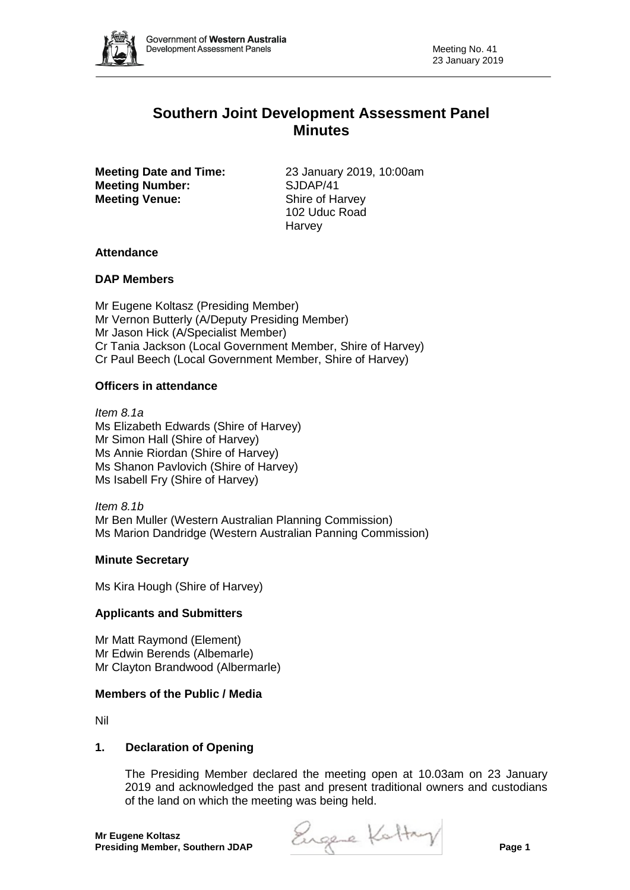# Southern Joint Development Assessment Panel Minutes

**Meeting Date and Time:** 23 January 2019, 10:00am
**Meeting Number:** SJDAP/41
**Meeting Venue:** Shire of Harvey
102 Uduc Road
Harvey

## Attendance

### DAP Members

Mr Eugene Koltasz (Presiding Member)
Mr Vernon Butterly (A/Deputy Presiding Member)
Mr Jason Hick (A/Specialist Member)
Cr Tania Jackson (Local Government Member, Shire of Harvey)
Cr Paul Beech (Local Government Member, Shire of Harvey)

### Officers in attendance

*Item 8.1a*
Ms Elizabeth Edwards (Shire of Harvey)
Mr Simon Hall (Shire of Harvey)
Ms Annie Riordan (Shire of Harvey)
Ms Shanon Pavlovich (Shire of Harvey)
Ms Isabell Fry (Shire of Harvey)

*Item 8.1b*
Mr Ben Muller (Western Australian Planning Commission)
Ms Marion Dandridge (Western Australian Panning Commission)

### Minute Secretary

Ms Kira Hough (Shire of Harvey)

### Applicants and Submitters

Mr Matt Raymond (Element)
Mr Edwin Berends (Albemarle)
Mr Clayton Brandwood (Albermarle)

### Members of the Public / Media

Nil

## 1. Declaration of Opening

The Presiding Member declared the meeting open at 10.03am on 23 January 2019 and acknowledged the past and present traditional owners and custodians of the land on which the meeting was being held.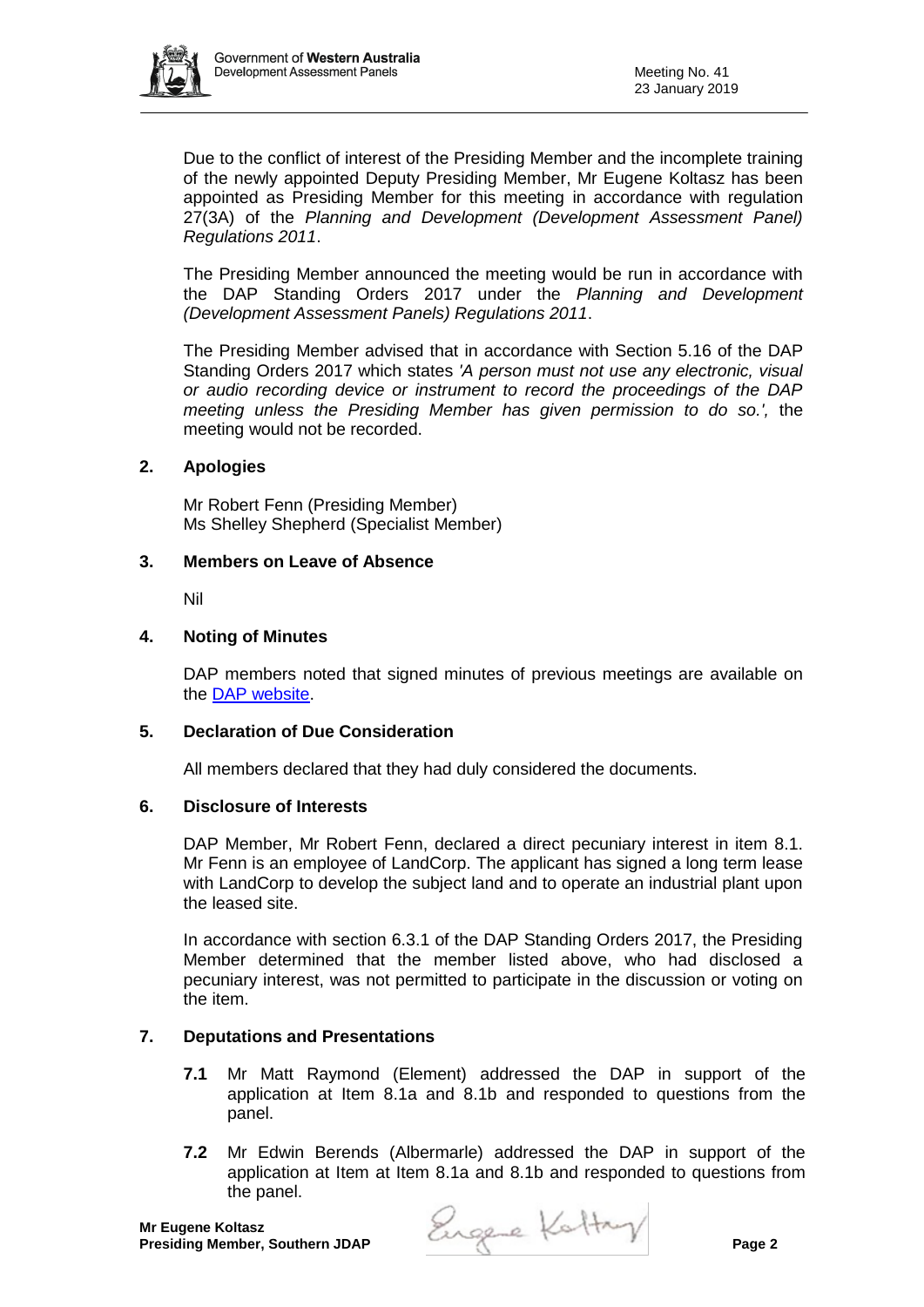Due to the conflict of interest of the Presiding Member and the incomplete training of the newly appointed Deputy Presiding Member, Mr Eugene Koltasz has been appointed as Presiding Member for this meeting in accordance with regulation 27(3A) of the *Planning and Development (Development Assessment Panel) Regulations 2011*.

The Presiding Member announced the meeting would be run in accordance with the DAP Standing Orders 2017 under the *Planning and Development (Development Assessment Panels) Regulations 2011*.

The Presiding Member advised that in accordance with Section 5.16 of the DAP Standing Orders 2017 which states *'A person must not use any electronic, visual or audio recording device or instrument to record the proceedings of the DAP meeting unless the Presiding Member has given permission to do so.',* the meeting would not be recorded.

## 2. Apologies

Mr Robert Fenn (Presiding Member)
Ms Shelley Shepherd (Specialist Member)

## 3. Members on Leave of Absence

Nil

## 4. Noting of Minutes

DAP members noted that signed minutes of previous meetings are available on the [DAP website](DAP website).

## 5. Declaration of Due Consideration

All members declared that they had duly considered the documents.

## 6. Disclosure of Interests

DAP Member, Mr Robert Fenn, declared a direct pecuniary interest in item 8.1. Mr Fenn is an employee of LandCorp. The applicant has signed a long term lease with LandCorp to develop the subject land and to operate an industrial plant upon the leased site.

In accordance with section 6.3.1 of the DAP Standing Orders 2017, the Presiding Member determined that the member listed above, who had disclosed a pecuniary interest, was not permitted to participate in the discussion or voting on the item.

## 7. Deputations and Presentations

**7.1** Mr Matt Raymond (Element) addressed the DAP in support of the application at Item 8.1a and 8.1b and responded to questions from the panel.

**7.2** Mr Edwin Berends (Albermarle) addressed the DAP in support of the application at Item at Item 8.1a and 8.1b and responded to questions from the panel.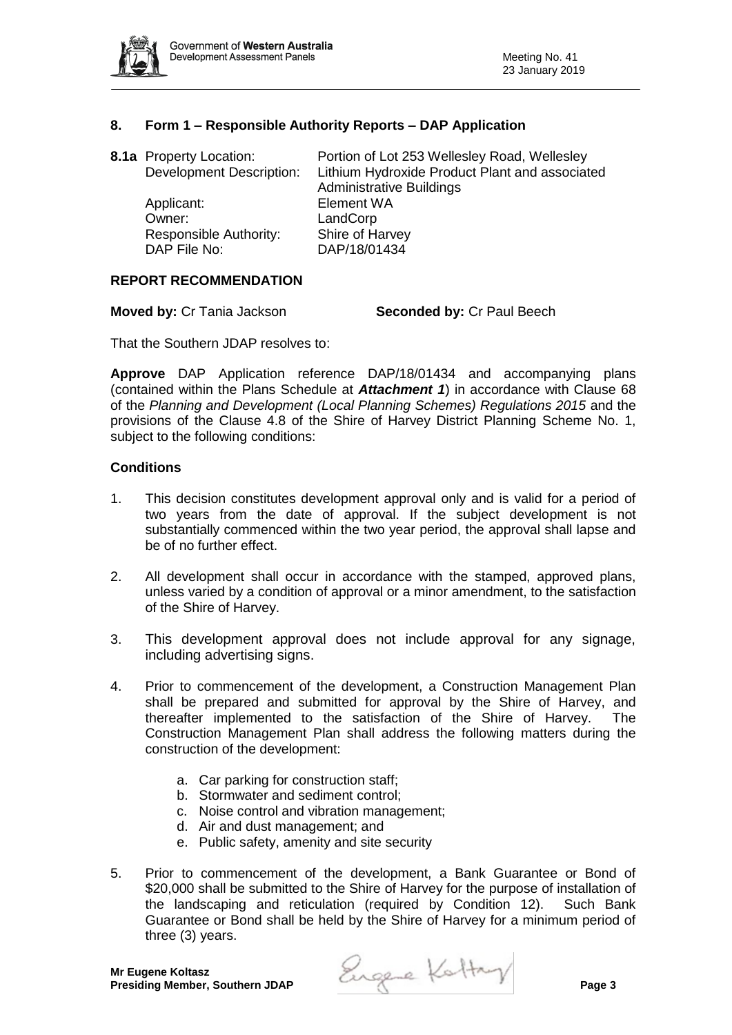## 8. Form 1 – Responsible Authority Reports – DAP Application

**8.1a** Property Location: Portion of Lot 253 Wellesley Road, Wellesley
Development Description: Lithium Hydroxide Product Plant and associated Administrative Buildings
Applicant: Element WA
Owner: LandCorp
Responsible Authority: Shire of Harvey
DAP File No: DAP/18/01434

### REPORT RECOMMENDATION

**Moved by:** Cr Tania Jackson **Seconded by:** Cr Paul Beech

That the Southern JDAP resolves to:

**Approve** DAP Application reference DAP/18/01434 and accompanying plans (contained within the Plans Schedule at ***Attachment 1***) in accordance with Clause 68 of the *Planning and Development (Local Planning Schemes) Regulations 2015* and the provisions of the Clause 4.8 of the Shire of Harvey District Planning Scheme No. 1, subject to the following conditions:

### Conditions

1. This decision constitutes development approval only and is valid for a period of two years from the date of approval. If the subject development is not substantially commenced within the two year period, the approval shall lapse and be of no further effect.

2. All development shall occur in accordance with the stamped, approved plans, unless varied by a condition of approval or a minor amendment, to the satisfaction of the Shire of Harvey.

3. This development approval does not include approval for any signage, including advertising signs.

4. Prior to commencement of the development, a Construction Management Plan shall be prepared and submitted for approval by the Shire of Harvey, and thereafter implemented to the satisfaction of the Shire of Harvey. The Construction Management Plan shall address the following matters during the construction of the development:

   a. Car parking for construction staff;
   b. Stormwater and sediment control;
   c. Noise control and vibration management;
   d. Air and dust management; and
   e. Public safety, amenity and site security

5. Prior to commencement of the development, a Bank Guarantee or Bond of $20,000 shall be submitted to the Shire of Harvey for the purpose of installation of the landscaping and reticulation (required by Condition 12). Such Bank Guarantee or Bond shall be held by the Shire of Harvey for a minimum period of three (3) years.

**Mr Eugene Koltasz**
**Presiding Member, Southern JDAP**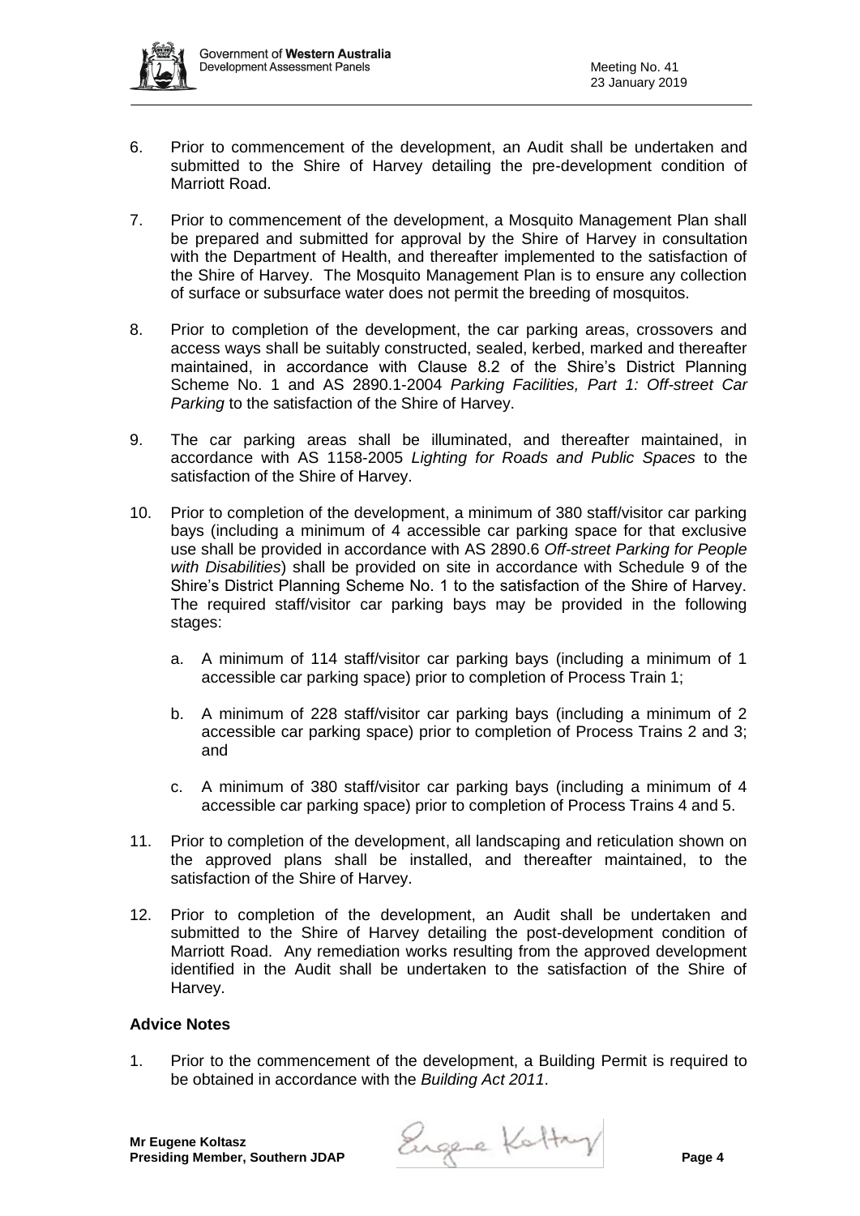6. Prior to commencement of the development, an Audit shall be undertaken and submitted to the Shire of Harvey detailing the pre-development condition of Marriott Road.

7. Prior to commencement of the development, a Mosquito Management Plan shall be prepared and submitted for approval by the Shire of Harvey in consultation with the Department of Health, and thereafter implemented to the satisfaction of the Shire of Harvey. The Mosquito Management Plan is to ensure any collection of surface or subsurface water does not permit the breeding of mosquitos.

8. Prior to completion of the development, the car parking areas, crossovers and access ways shall be suitably constructed, sealed, kerbed, marked and thereafter maintained, in accordance with Clause 8.2 of the Shire's District Planning Scheme No. 1 and AS 2890.1-2004 *Parking Facilities, Part 1: Off-street Car Parking* to the satisfaction of the Shire of Harvey.

9. The car parking areas shall be illuminated, and thereafter maintained, in accordance with AS 1158-2005 *Lighting for Roads and Public Spaces* to the satisfaction of the Shire of Harvey.

10. Prior to completion of the development, a minimum of 380 staff/visitor car parking bays (including a minimum of 4 accessible car parking space for that exclusive use shall be provided in accordance with AS 2890.6 *Off-street Parking for People with Disabilities*) shall be provided on site in accordance with Schedule 9 of the Shire's District Planning Scheme No. 1 to the satisfaction of the Shire of Harvey. The required staff/visitor car parking bays may be provided in the following stages:

    a. A minimum of 114 staff/visitor car parking bays (including a minimum of 1 accessible car parking space) prior to completion of Process Train 1;

    b. A minimum of 228 staff/visitor car parking bays (including a minimum of 2 accessible car parking space) prior to completion of Process Trains 2 and 3; and

    c. A minimum of 380 staff/visitor car parking bays (including a minimum of 4 accessible car parking space) prior to completion of Process Trains 4 and 5.

11. Prior to completion of the development, all landscaping and reticulation shown on the approved plans shall be installed, and thereafter maintained, to the satisfaction of the Shire of Harvey.

12. Prior to completion of the development, an Audit shall be undertaken and submitted to the Shire of Harvey detailing the post-development condition of Marriott Road. Any remediation works resulting from the approved development identified in the Audit shall be undertaken to the satisfaction of the Shire of Harvey.

**Advice Notes**

1. Prior to the commencement of the development, a Building Permit is required to be obtained in accordance with the *Building Act 2011*.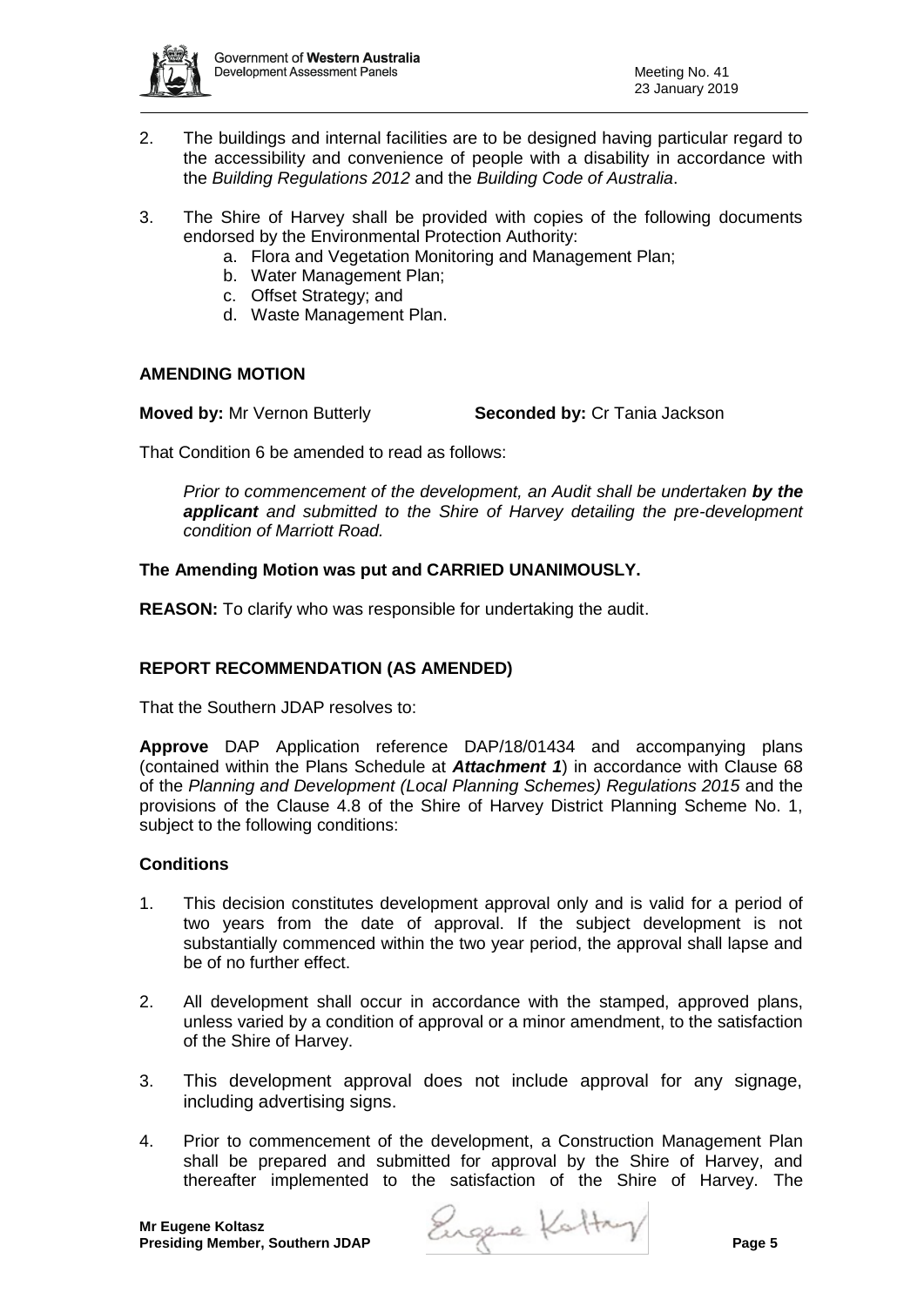2. The buildings and internal facilities are to be designed having particular regard to the accessibility and convenience of people with a disability in accordance with the *Building Regulations 2012* and the *Building Code of Australia*.

3. The Shire of Harvey shall be provided with copies of the following documents endorsed by the Environmental Protection Authority:
   a. Flora and Vegetation Monitoring and Management Plan;
   b. Water Management Plan;
   c. Offset Strategy; and
   d. Waste Management Plan.

**AMENDING MOTION**

**Moved by:** Mr Vernon Butterly **Seconded by:** Cr Tania Jackson

That Condition 6 be amended to read as follows:

> *Prior to commencement of the development, an Audit shall be undertaken* ***by the applicant*** *and submitted to the Shire of Harvey detailing the pre-development condition of Marriott Road.*

**The Amending Motion was put and CARRIED UNANIMOUSLY.**

**REASON:** To clarify who was responsible for undertaking the audit.

**REPORT RECOMMENDATION (AS AMENDED)**

That the Southern JDAP resolves to:

**Approve** DAP Application reference DAP/18/01434 and accompanying plans (contained within the Plans Schedule at ***Attachment 1***) in accordance with Clause 68 of the *Planning and Development (Local Planning Schemes) Regulations 2015* and the provisions of the Clause 4.8 of the Shire of Harvey District Planning Scheme No. 1, subject to the following conditions:

**Conditions**

1. This decision constitutes development approval only and is valid for a period of two years from the date of approval. If the subject development is not substantially commenced within the two year period, the approval shall lapse and be of no further effect.

2. All development shall occur in accordance with the stamped, approved plans, unless varied by a condition of approval or a minor amendment, to the satisfaction of the Shire of Harvey.

3. This development approval does not include approval for any signage, including advertising signs.

4. Prior to commencement of the development, a Construction Management Plan shall be prepared and submitted for approval by the Shire of Harvey, and thereafter implemented to the satisfaction of the Shire of Harvey. The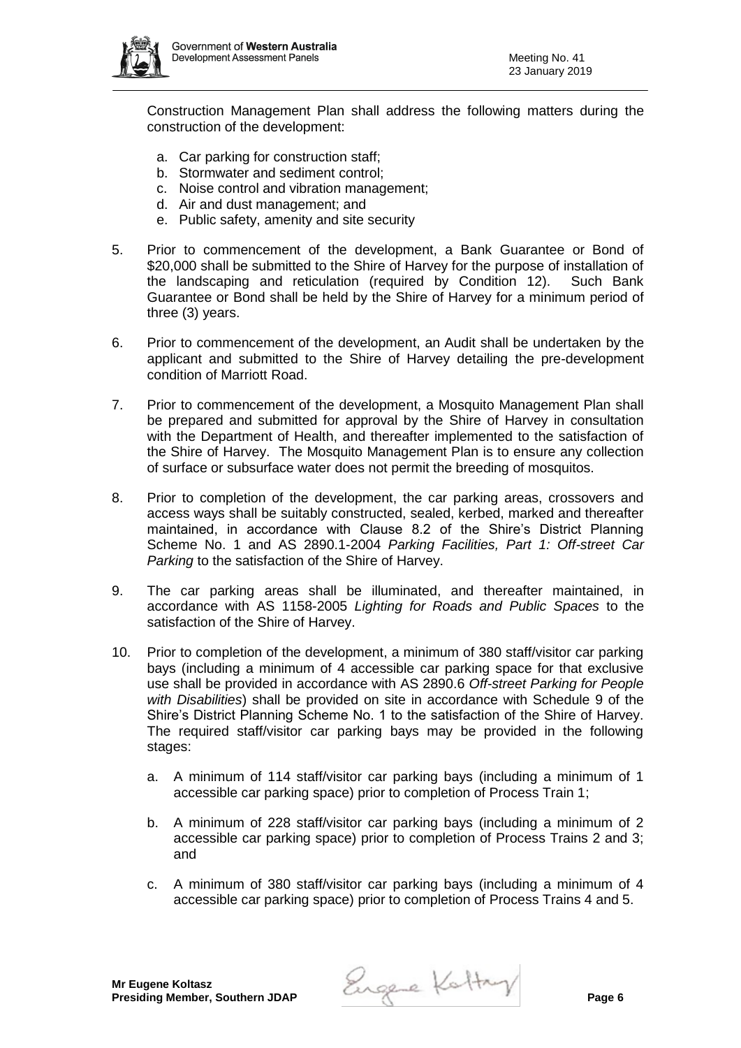Construction Management Plan shall address the following matters during the construction of the development:

a. Car parking for construction staff;
b. Stormwater and sediment control;
c. Noise control and vibration management;
d. Air and dust management; and
e. Public safety, amenity and site security

5. Prior to commencement of the development, a Bank Guarantee or Bond of $20,000 shall be submitted to the Shire of Harvey for the purpose of installation of the landscaping and reticulation (required by Condition 12). Such Bank Guarantee or Bond shall be held by the Shire of Harvey for a minimum period of three (3) years.

6. Prior to commencement of the development, an Audit shall be undertaken by the applicant and submitted to the Shire of Harvey detailing the pre-development condition of Marriott Road.

7. Prior to commencement of the development, a Mosquito Management Plan shall be prepared and submitted for approval by the Shire of Harvey in consultation with the Department of Health, and thereafter implemented to the satisfaction of the Shire of Harvey. The Mosquito Management Plan is to ensure any collection of surface or subsurface water does not permit the breeding of mosquitos.

8. Prior to completion of the development, the car parking areas, crossovers and access ways shall be suitably constructed, sealed, kerbed, marked and thereafter maintained, in accordance with Clause 8.2 of the Shire's District Planning Scheme No. 1 and AS 2890.1-2004 *Parking Facilities, Part 1: Off-street Car Parking* to the satisfaction of the Shire of Harvey.

9. The car parking areas shall be illuminated, and thereafter maintained, in accordance with AS 1158-2005 *Lighting for Roads and Public Spaces* to the satisfaction of the Shire of Harvey.

10. Prior to completion of the development, a minimum of 380 staff/visitor car parking bays (including a minimum of 4 accessible car parking space for that exclusive use shall be provided in accordance with AS 2890.6 *Off-street Parking for People with Disabilities*) shall be provided on site in accordance with Schedule 9 of the Shire's District Planning Scheme No. 1 to the satisfaction of the Shire of Harvey. The required staff/visitor car parking bays may be provided in the following stages:

    a. A minimum of 114 staff/visitor car parking bays (including a minimum of 1 accessible car parking space) prior to completion of Process Train 1;

    b. A minimum of 228 staff/visitor car parking bays (including a minimum of 2 accessible car parking space) prior to completion of Process Trains 2 and 3; and

    c. A minimum of 380 staff/visitor car parking bays (including a minimum of 4 accessible car parking space) prior to completion of Process Trains 4 and 5.

**Mr Eugene Koltasz**
**Presiding Member, Southern JDAP**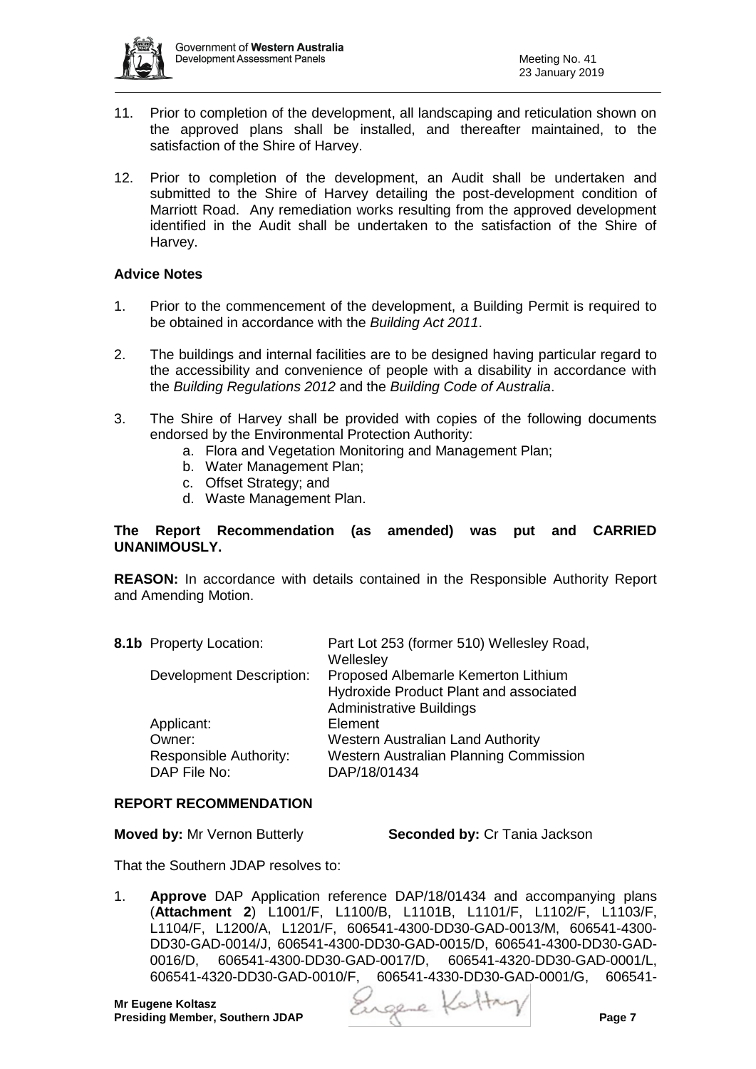11. Prior to completion of the development, all landscaping and reticulation shown on the approved plans shall be installed, and thereafter maintained, to the satisfaction of the Shire of Harvey.

12. Prior to completion of the development, an Audit shall be undertaken and submitted to the Shire of Harvey detailing the post-development condition of Marriott Road. Any remediation works resulting from the approved development identified in the Audit shall be undertaken to the satisfaction of the Shire of Harvey.

**Advice Notes**

1. Prior to the commencement of the development, a Building Permit is required to be obtained in accordance with the *Building Act 2011*.

2. The buildings and internal facilities are to be designed having particular regard to the accessibility and convenience of people with a disability in accordance with the *Building Regulations 2012* and the *Building Code of Australia*.

3. The Shire of Harvey shall be provided with copies of the following documents endorsed by the Environmental Protection Authority:
   a. Flora and Vegetation Monitoring and Management Plan;
   b. Water Management Plan;
   c. Offset Strategy; and
   d. Waste Management Plan.

**The Report Recommendation (as amended) was put and CARRIED UNANIMOUSLY.**

**REASON:** In accordance with details contained in the Responsible Authority Report and Amending Motion.

| **8.1b** Property Location: | Part Lot 253 (former 510) Wellesley Road, Wellesley |
|---|---|
| Development Description: | Proposed Albemarle Kemerton Lithium Hydroxide Product Plant and associated Administrative Buildings |
| Applicant: | Element |
| Owner: | Western Australian Land Authority |
| Responsible Authority: | Western Australian Planning Commission |
| DAP File No: | DAP/18/01434 |

**REPORT RECOMMENDATION**

**Moved by:** Mr Vernon Butterly **Seconded by:** Cr Tania Jackson

That the Southern JDAP resolves to:

1. **Approve** DAP Application reference DAP/18/01434 and accompanying plans (**Attachment 2**) L1001/F, L1100/B, L1101B, L1101/F, L1102/F, L1103/F, L1104/F, L1200/A, L1201/F, 606541-4300-DD30-GAD-0013/M, 606541-4300-DD30-GAD-0014/J, 606541-4300-DD30-GAD-0015/D, 606541-4300-DD30-GAD-0016/D, 606541-4300-DD30-GAD-0017/D, 606541-4320-DD30-GAD-0001/L, 606541-4320-DD30-GAD-0010/F, 606541-4330-DD30-GAD-0001/G, 606541-

**Mr Eugene Koltasz**
**Presiding Member, Southern JDAP**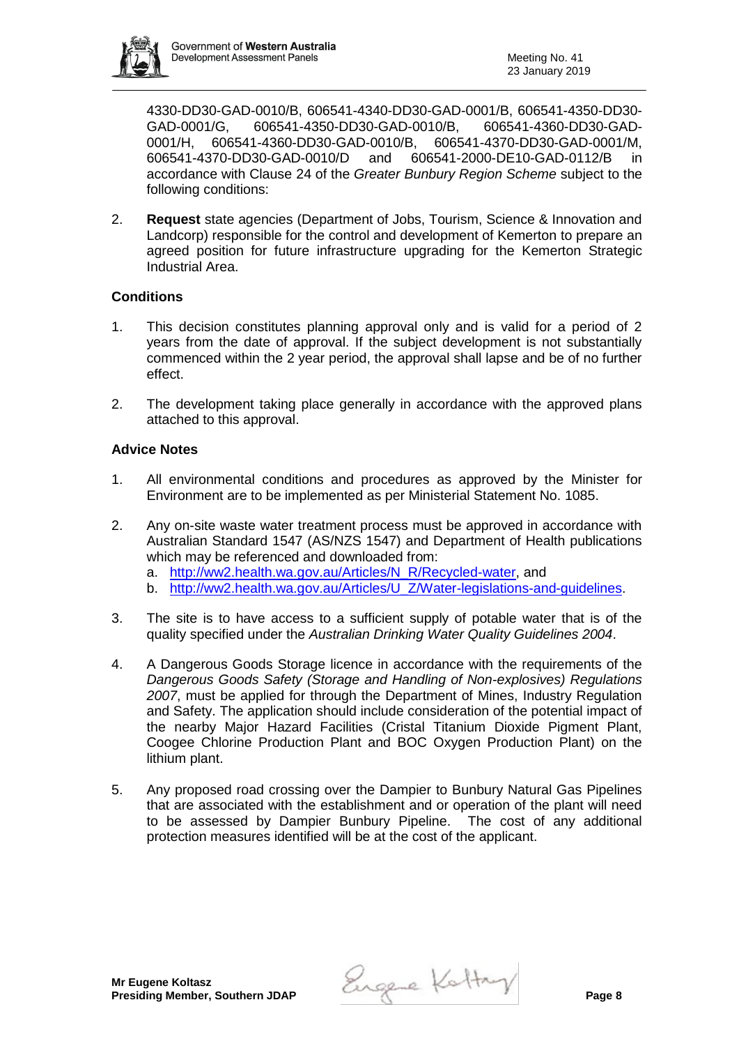4330-DD30-GAD-0010/B, 606541-4340-DD30-GAD-0001/B, 606541-4350-DD30-GAD-0001/G, 606541-4350-DD30-GAD-0010/B, 606541-4360-DD30-GAD-0001/H, 606541-4360-DD30-GAD-0010/B, 606541-4370-DD30-GAD-0001/M, 606541-4370-DD30-GAD-0010/D and 606541-2000-DE10-GAD-0112/B in accordance with Clause 24 of the *Greater Bunbury Region Scheme* subject to the following conditions:

2. **Request** state agencies (Department of Jobs, Tourism, Science & Innovation and Landcorp) responsible for the control and development of Kemerton to prepare an agreed position for future infrastructure upgrading for the Kemerton Strategic Industrial Area.

**Conditions**

1. This decision constitutes planning approval only and is valid for a period of 2 years from the date of approval. If the subject development is not substantially commenced within the 2 year period, the approval shall lapse and be of no further effect.
2. The development taking place generally in accordance with the approved plans attached to this approval.

**Advice Notes**

1. All environmental conditions and procedures as approved by the Minister for Environment are to be implemented as per Ministerial Statement No. 1085.
2. Any on-site waste water treatment process must be approved in accordance with Australian Standard 1547 (AS/NZS 1547) and Department of Health publications which may be referenced and downloaded from:
   a. http://ww2.health.wa.gov.au/Articles/N_R/Recycled-water, and
   b. http://ww2.health.wa.gov.au/Articles/U_Z/Water-legislations-and-guidelines.
3. The site is to have access to a sufficient supply of potable water that is of the quality specified under the *Australian Drinking Water Quality Guidelines 2004*.
4. A Dangerous Goods Storage licence in accordance with the requirements of the *Dangerous Goods Safety (Storage and Handling of Non-explosives) Regulations 2007*, must be applied for through the Department of Mines, Industry Regulation and Safety. The application should include consideration of the potential impact of the nearby Major Hazard Facilities (Cristal Titanium Dioxide Pigment Plant, Coogee Chlorine Production Plant and BOC Oxygen Production Plant) on the lithium plant.
5. Any proposed road crossing over the Dampier to Bunbury Natural Gas Pipelines that are associated with the establishment and or operation of the plant will need to be assessed by Dampier Bunbury Pipeline. The cost of any additional protection measures identified will be at the cost of the applicant.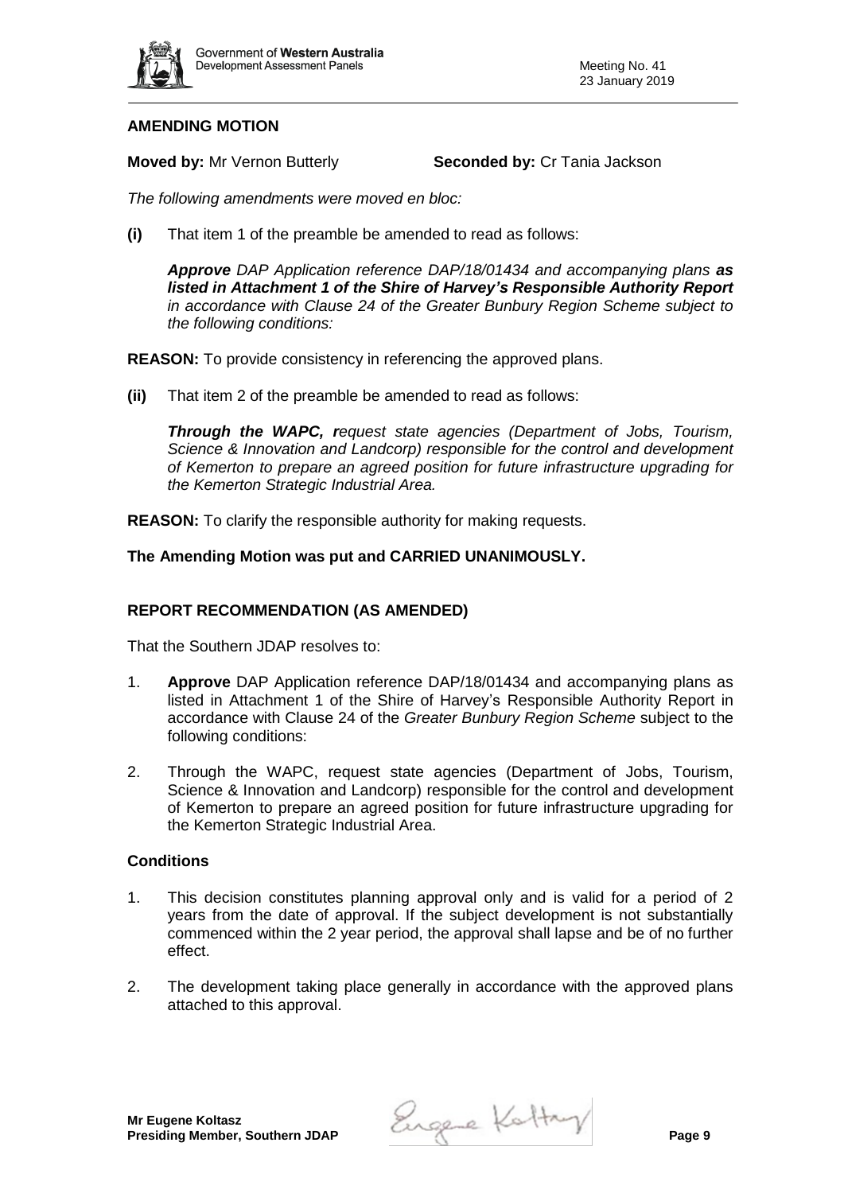### AMENDING MOTION

**Moved by:** Mr Vernon Butterly **Seconded by:** Cr Tania Jackson

*The following amendments were moved en bloc:*

**(i)** That item 1 of the preamble be amended to read as follows:

> ***Approve** DAP Application reference DAP/18/01434 and accompanying plans **as listed in Attachment 1 of the Shire of Harvey's Responsible Authority Report** in accordance with Clause 24 of the Greater Bunbury Region Scheme subject to the following conditions:*

**REASON:** To provide consistency in referencing the approved plans.

**(ii)** That item 2 of the preamble be amended to read as follows:

> ***Through the WAPC, r**equest state agencies (Department of Jobs, Tourism, Science & Innovation and Landcorp) responsible for the control and development of Kemerton to prepare an agreed position for future infrastructure upgrading for the Kemerton Strategic Industrial Area.*

**REASON:** To clarify the responsible authority for making requests.

**The Amending Motion was put and CARRIED UNANIMOUSLY.**

### REPORT RECOMMENDATION (AS AMENDED)

That the Southern JDAP resolves to:

1. **Approve** DAP Application reference DAP/18/01434 and accompanying plans as listed in Attachment 1 of the Shire of Harvey's Responsible Authority Report in accordance with Clause 24 of the *Greater Bunbury Region Scheme* subject to the following conditions:

2. Through the WAPC, request state agencies (Department of Jobs, Tourism, Science & Innovation and Landcorp) responsible for the control and development of Kemerton to prepare an agreed position for future infrastructure upgrading for the Kemerton Strategic Industrial Area.

#### Conditions

1. This decision constitutes planning approval only and is valid for a period of 2 years from the date of approval. If the subject development is not substantially commenced within the 2 year period, the approval shall lapse and be of no further effect.

2. The development taking place generally in accordance with the approved plans attached to this approval.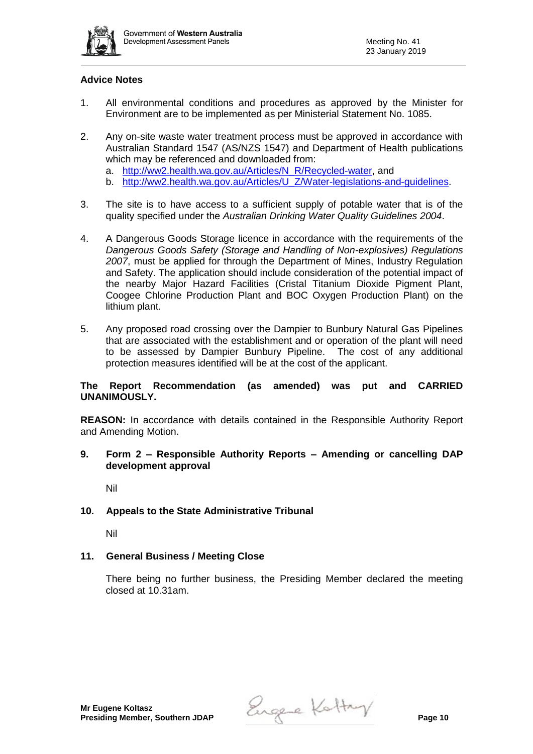**Advice Notes**

1. All environmental conditions and procedures as approved by the Minister for Environment are to be implemented as per Ministerial Statement No. 1085.

2. Any on-site waste water treatment process must be approved in accordance with Australian Standard 1547 (AS/NZS 1547) and Department of Health publications which may be referenced and downloaded from:
   a. http://ww2.health.wa.gov.au/Articles/N_R/Recycled-water, and
   b. http://ww2.health.wa.gov.au/Articles/U_Z/Water-legislations-and-guidelines.

3. The site is to have access to a sufficient supply of potable water that is of the quality specified under the *Australian Drinking Water Quality Guidelines 2004*.

4. A Dangerous Goods Storage licence in accordance with the requirements of the *Dangerous Goods Safety (Storage and Handling of Non-explosives) Regulations 2007*, must be applied for through the Department of Mines, Industry Regulation and Safety. The application should include consideration of the potential impact of the nearby Major Hazard Facilities (Cristal Titanium Dioxide Pigment Plant, Coogee Chlorine Production Plant and BOC Oxygen Production Plant) on the lithium plant.

5. Any proposed road crossing over the Dampier to Bunbury Natural Gas Pipelines that are associated with the establishment and or operation of the plant will need to be assessed by Dampier Bunbury Pipeline. The cost of any additional protection measures identified will be at the cost of the applicant.

**The Report Recommendation (as amended) was put and CARRIED UNANIMOUSLY.**

**REASON:** In accordance with details contained in the Responsible Authority Report and Amending Motion.

## 9. Form 2 – Responsible Authority Reports – Amending or cancelling DAP development approval

Nil

## 10. Appeals to the State Administrative Tribunal

Nil

## 11. General Business / Meeting Close

There being no further business, the Presiding Member declared the meeting closed at 10.31am.

**Mr Eugene Koltasz**
**Presiding Member, Southern JDAP**